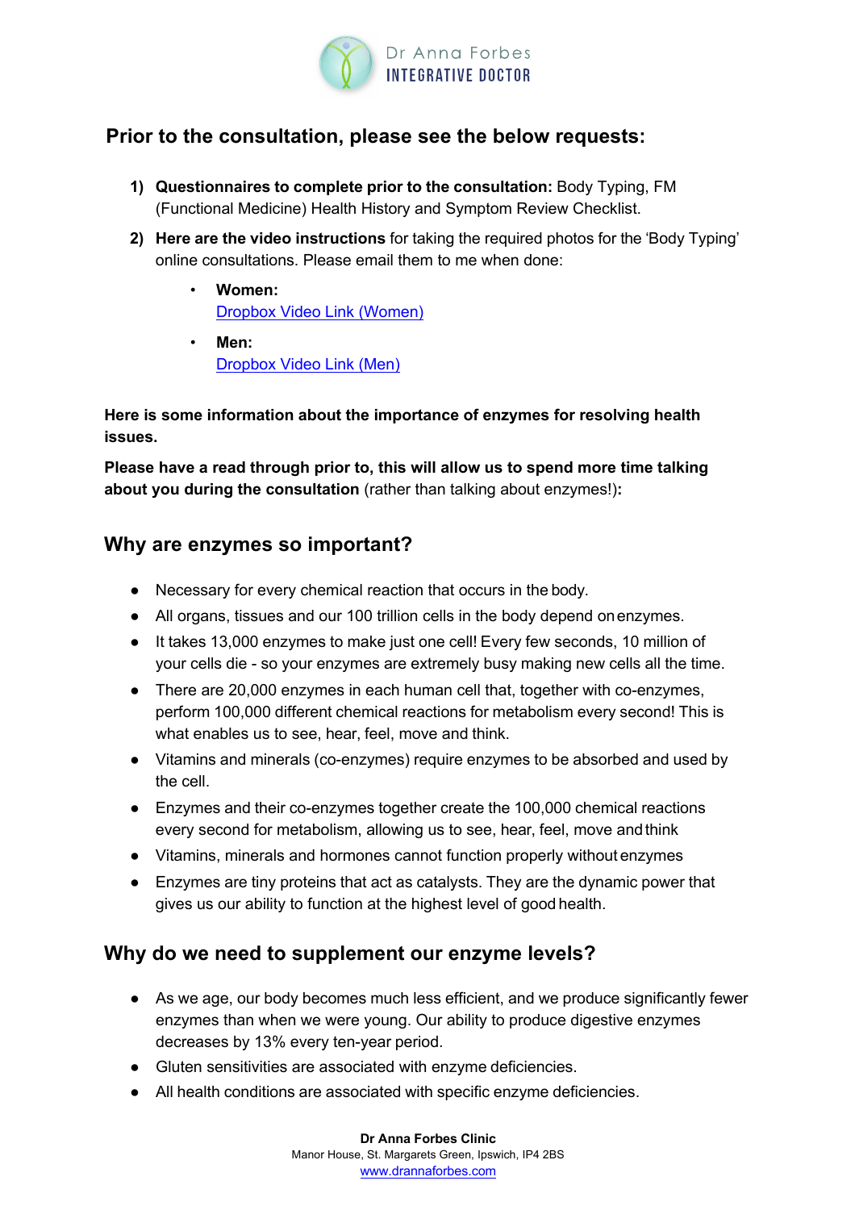Dr Anna Forbes
INTEGRATIVE DOCTOR

## Prior to the consultation, please see the below requests:

1) **Questionnaires to complete prior to the consultation:** Body Typing, FM (Functional Medicine) Health History and Symptom Review Checklist.
2) **Here are the video instructions** for taking the required photos for the 'Body Typing' online consultations. Please email them to me when done:
   - **Women:**
     Dropbox Video Link (Women)
   - **Men:**
     Dropbox Video Link (Men)

**Here is some information about the importance of enzymes for resolving health issues.**

**Please have a read through prior to, this will allow us to spend more time talking about you during the consultation** (rather than talking about enzymes!)**:**

## Why are enzymes so important?

- Necessary for every chemical reaction that occurs in the body.
- All organs, tissues and our 100 trillion cells in the body depend on enzymes.
- It takes 13,000 enzymes to make just one cell! Every few seconds, 10 million of your cells die - so your enzymes are extremely busy making new cells all the time.
- There are 20,000 enzymes in each human cell that, together with co-enzymes, perform 100,000 different chemical reactions for metabolism every second! This is what enables us to see, hear, feel, move and think.
- Vitamins and minerals (co-enzymes) require enzymes to be absorbed and used by the cell.
- Enzymes and their co-enzymes together create the 100,000 chemical reactions every second for metabolism, allowing us to see, hear, feel, move and think
- Vitamins, minerals and hormones cannot function properly without enzymes
- Enzymes are tiny proteins that act as catalysts. They are the dynamic power that gives us our ability to function at the highest level of good health.

## Why do we need to supplement our enzyme levels?

- As we age, our body becomes much less efficient, and we produce significantly fewer enzymes than when we were young. Our ability to produce digestive enzymes decreases by 13% every ten-year period.
- Gluten sensitivities are associated with enzyme deficiencies.
- All health conditions are associated with specific enzyme deficiencies.

**Dr Anna Forbes Clinic**
Manor House, St. Margarets Green, Ipswich, IP4 2BS
www.drannaforbes.com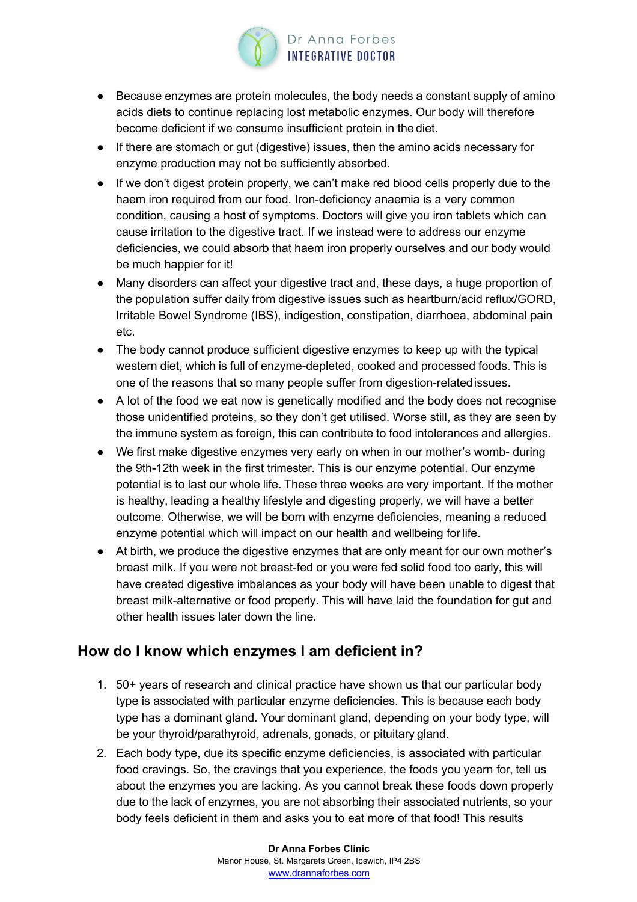- Because enzymes are protein molecules, the body needs a constant supply of amino acids diets to continue replacing lost metabolic enzymes. Our body will therefore become deficient if we consume insufficient protein in the diet.
- If there are stomach or gut (digestive) issues, then the amino acids necessary for enzyme production may not be sufficiently absorbed.
- If we don't digest protein properly, we can't make red blood cells properly due to the haem iron required from our food. Iron-deficiency anaemia is a very common condition, causing a host of symptoms. Doctors will give you iron tablets which can cause irritation to the digestive tract. If we instead were to address our enzyme deficiencies, we could absorb that haem iron properly ourselves and our body would be much happier for it!
- Many disorders can affect your digestive tract and, these days, a huge proportion of the population suffer daily from digestive issues such as heartburn/acid reflux/GORD, Irritable Bowel Syndrome (IBS), indigestion, constipation, diarrhoea, abdominal pain etc.
- The body cannot produce sufficient digestive enzymes to keep up with the typical western diet, which is full of enzyme-depleted, cooked and processed foods. This is one of the reasons that so many people suffer from digestion-related issues.
- A lot of the food we eat now is genetically modified and the body does not recognise those unidentified proteins, so they don't get utilised. Worse still, as they are seen by the immune system as foreign, this can contribute to food intolerances and allergies.
- We first make digestive enzymes very early on when in our mother's womb- during the 9th-12th week in the first trimester. This is our enzyme potential. Our enzyme potential is to last our whole life. These three weeks are very important. If the mother is healthy, leading a healthy lifestyle and digesting properly, we will have a better outcome. Otherwise, we will be born with enzyme deficiencies, meaning a reduced enzyme potential which will impact on our health and wellbeing for life.
- At birth, we produce the digestive enzymes that are only meant for our own mother's breast milk. If you were not breast-fed or you were fed solid food too early, this will have created digestive imbalances as your body will have been unable to digest that breast milk-alternative or food properly. This will have laid the foundation for gut and other health issues later down the line.

## How do I know which enzymes I am deficient in?

1. 50+ years of research and clinical practice have shown us that our particular body type is associated with particular enzyme deficiencies. This is because each body type has a dominant gland. Your dominant gland, depending on your body type, will be your thyroid/parathyroid, adrenals, gonads, or pituitary gland.
2. Each body type, due its specific enzyme deficiencies, is associated with particular food cravings. So, the cravings that you experience, the foods you yearn for, tell us about the enzymes you are lacking. As you cannot break these foods down properly due to the lack of enzymes, you are not absorbing their associated nutrients, so your body feels deficient in them and asks you to eat more of that food! This results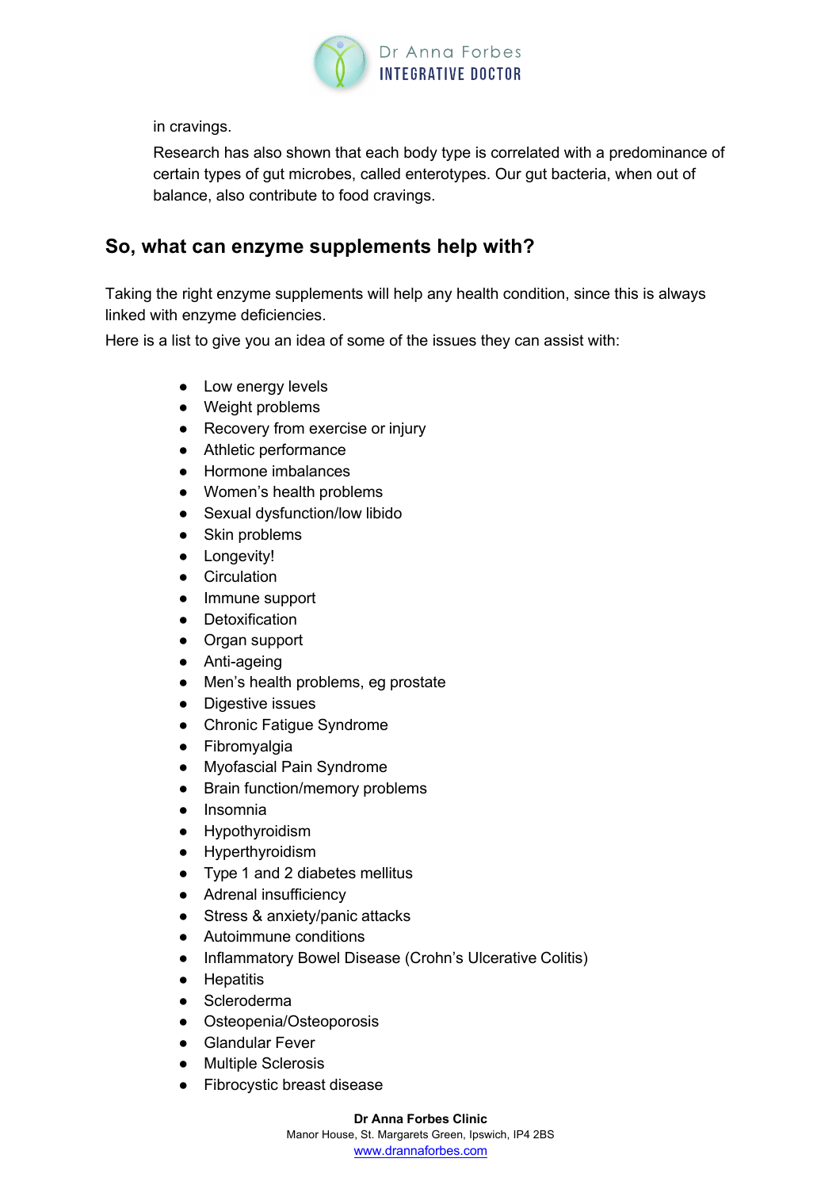in cravings.

Research has also shown that each body type is correlated with a predominance of certain types of gut microbes, called enterotypes. Our gut bacteria, when out of balance, also contribute to food cravings.

## So, what can enzyme supplements help with?

Taking the right enzyme supplements will help any health condition, since this is always linked with enzyme deficiencies.

Here is a list to give you an idea of some of the issues they can assist with:

- Low energy levels
- Weight problems
- Recovery from exercise or injury
- Athletic performance
- Hormone imbalances
- Women's health problems
- Sexual dysfunction/low libido
- Skin problems
- Longevity!
- Circulation
- Immune support
- Detoxification
- Organ support
- Anti-ageing
- Men's health problems, eg prostate
- Digestive issues
- Chronic Fatigue Syndrome
- Fibromyalgia
- Myofascial Pain Syndrome
- Brain function/memory problems
- Insomnia
- Hypothyroidism
- Hyperthyroidism
- Type 1 and 2 diabetes mellitus
- Adrenal insufficiency
- Stress & anxiety/panic attacks
- Autoimmune conditions
- Inflammatory Bowel Disease (Crohn's Ulcerative Colitis)
- Hepatitis
- Scleroderma
- Osteopenia/Osteoporosis
- Glandular Fever
- Multiple Sclerosis
- Fibrocystic breast disease